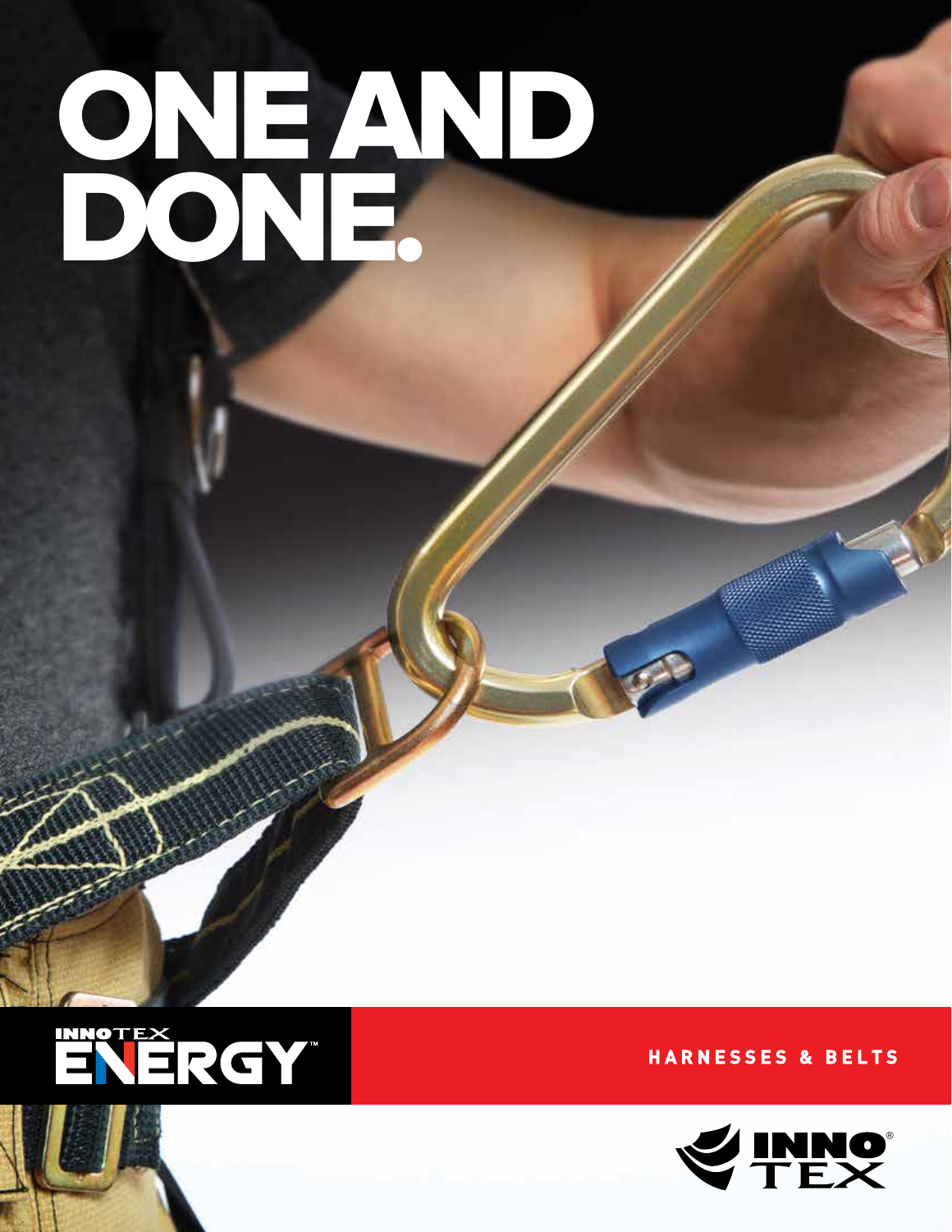# ONE AND DONE.

INNOTEX ENERGY™

HARNESSES & BELTS

INNOTEX®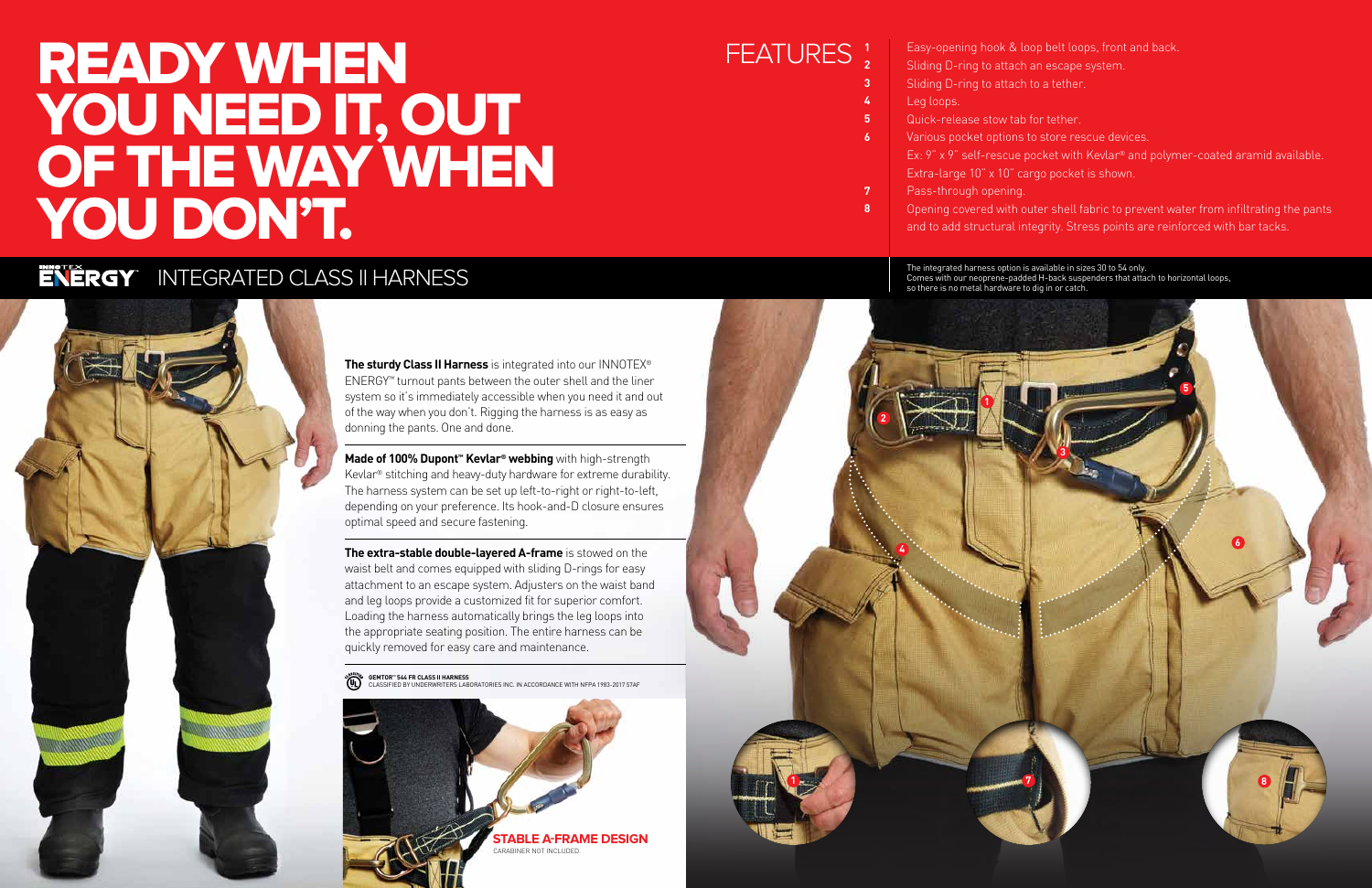# READY WHEN YOU NEED IT, OUT OF THE WAY WHEN YOU DON'T.

## ENERGY™ INTEGRATED CLASS II HARNESS

**The sturdy Class II Harness** is integrated into our INNOTEX® ENERGY™ turnout pants between the outer shell and the liner system so it's immediately accessible when you need it and out of the way when you don't. Rigging the harness is as easy as donning the pants. One and done.

**Made of 100% Dupont™ Kevlar® webbing** with high-strength Kevlar® stitching and heavy-duty hardware for extreme durability. The harness system can be set up left-to-right or right-to-left, depending on your preference. Its hook-and-D closure ensures optimal speed and secure fastening.

**The extra-stable double-layered A-frame** is stowed on the waist belt and comes equipped with sliding D-rings for easy attachment to an escape system. Adjusters on the waist band and leg loops provide a customized fit for superior comfort. Loading the harness automatically brings the leg loops into the appropriate seating position. The entire harness can be quickly removed for easy care and maintenance.

**GEMTOR™ 544 FR CLASS II HARNESS**
CLASSIFIED BY UNDERWRITERS LABORATORIES INC. IN ACCORDANCE WITH NFPA 1983-2017 57AF

**STABLE A-FRAME DESIGN**
CARABINER NOT INCLUDED.

## FEATURES

1. Easy-opening hook & loop belt loops, front and back.
2. Sliding D-ring to attach an escape system.
3. Sliding D-ring to attach to a tether.
4. Leg loops.
5. Quick-release stow tab for tether.
6. Various pocket options to store rescue devices. Ex: 9" x 9" self-rescue pocket with Kevlar® and polymer-coated aramid available. Extra-large 10" x 10" cargo pocket is shown.
7. Pass-through opening.
8. Opening covered with outer shell fabric to prevent water from infiltrating the pants and to add structural integrity. Stress points are reinforced with bar tacks.

The integrated harness option is available in sizes 30 to 54 only. Comes with our neoprene-padded H-back suspenders that attach to horizontal loops, so there is no metal hardware to dig in or catch.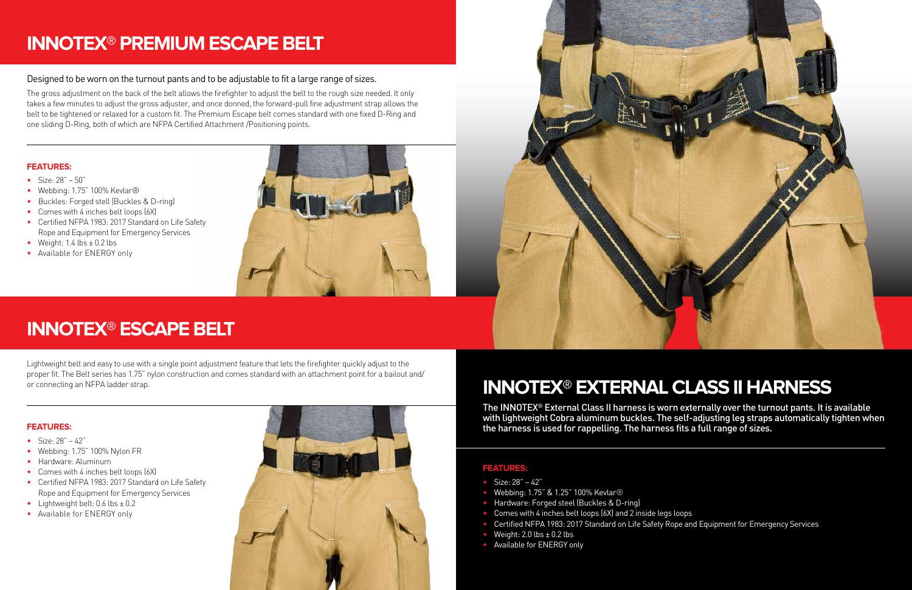# INNOTEX® PREMIUM ESCAPE BELT

Designed to be worn on the turnout pants and to be adjustable to fit a large range of sizes.

The gross adjustment on the back of the belt allows the firefighter to adjust the belt to the rough size needed. It only takes a few minutes to adjust the gross adjuster, and once donned, the forward-pull fine adjustment strap allows the belt to be tightened or relaxed for a custom fit. The Premium Escape belt comes standard with one fixed D-Ring and one sliding D-Ring, both of which are NFPA Certified Attachment /Positioning points.

**FEATURES:**

- Size: 28" – 50"
- Webbing: 1.75" 100% Kevlar®
- Buckles: Forged stell (Buckles & D-ring)
- Comes with 4 inches belt loops (6X)
- Certified NFPA 1983: 2017 Standard on Life Safety Rope and Equipment for Emergency Services
- Weight: 1.4 lbs ± 0.2 lbs
- Available for ENERGY only

# INNOTEX® ESCAPE BELT

Lightweight belt and easy to use with a single point adjustment feature that lets the firefighter quickly adjust to the proper fit. The Belt series has 1.75" nylon construction and comes standard with an attachment point for a bailout and/or connecting an NFPA ladder strap.

**FEATURES:**

- Size: 28" – 42"
- Webbing: 1.75" 100% Nylon FR
- Hardware: Aluminum
- Comes with 4 inches belt loops (6X)
- Certified NFPA 1983: 2017 Standard on Life Safety Rope and Equipment for Emergency Services
- Lightweight belt: 0.6 lbs ± 0.2
- Available for ENERGY only

# INNOTEX® EXTERNAL CLASS II HARNESS

The INNOTEX® External Class II harness is worn externally over the turnout pants. It is available with lightweight Cobra aluminum buckles. The self-adjusting leg straps automatically tighten when the harness is used for rappelling. The harness fits a full range of sizes.

**FEATURES:**

- Size: 28" – 42"
- Webbing: 1.75" & 1.25" 100% Kevlar®
- Hardware: Forged steel (Buckles & D-ring)
- Comes with 4 inches belt loops (6X) and 2 inside legs loops
- Certified NFPA 1983: 2017 Standard on Life Safety Rope and Equipment for Emergency Services
- Weight: 2.0 lbs ± 0.2 lbs
- Available for ENERGY only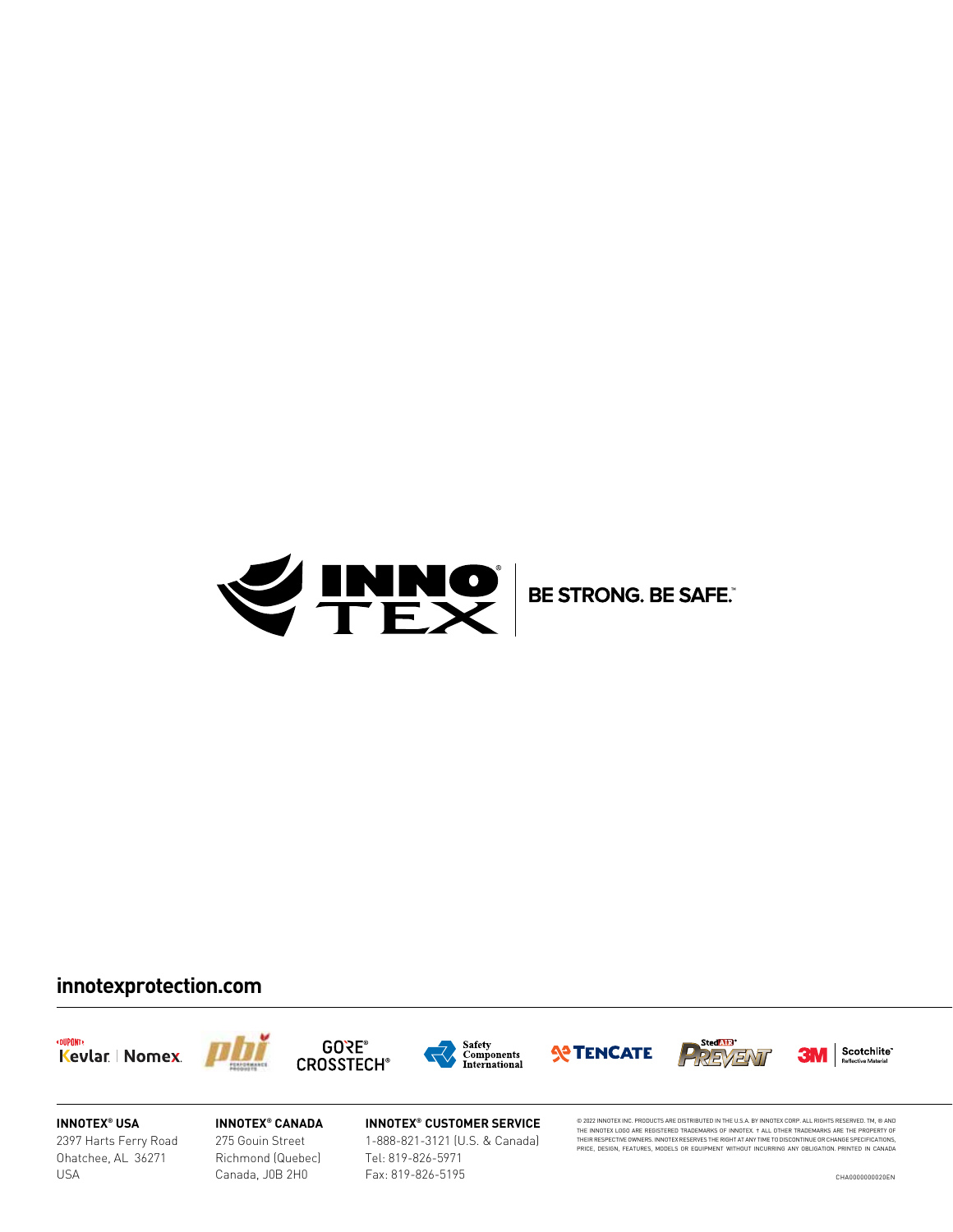INNO TEX® | BE STRONG. BE SAFE.™

**innotexprotection.com**

DUPONT Kevlar. | Nomex. pbi PERFORMANCE PRODUCTS GORE® CROSSTECH® Safety Components International TENCATE StedAIR® PREVENT 3M | Scotchlite™ Reflective Material

**INNOTEX® USA**
2397 Harts Ferry Road
Ohatchee, AL 36271
USA

**INNOTEX® CANADA**
275 Gouin Street
Richmond (Quebec)
Canada, J0B 2H0

**INNOTEX® CUSTOMER SERVICE**
1-888-821-3121 (U.S. & Canada)
Tel: 819-826-5971
Fax: 819-826-5195

© 2022 INNOTEX INC. PRODUCTS ARE DISTRIBUTED IN THE U.S.A. BY INNOTEX CORP. ALL RIGHTS RESERVED. TM, ® AND THE INNOTEX LOGO ARE REGISTERED TRADEMARKS OF INNOTEX. † ALL OTHER TRADEMARKS ARE THE PROPERTY OF THEIR RESPECTIVE OWNERS. INNOTEX RESERVES THE RIGHT AT ANY TIME TO DISCONTINUE OR CHANGE SPECIFICATIONS, PRICE, DESIGN, FEATURES, MODELS OR EQUIPMENT WITHOUT INCURRING ANY OBLIGATION. PRINTED IN CANADA

CHA0000000020EN